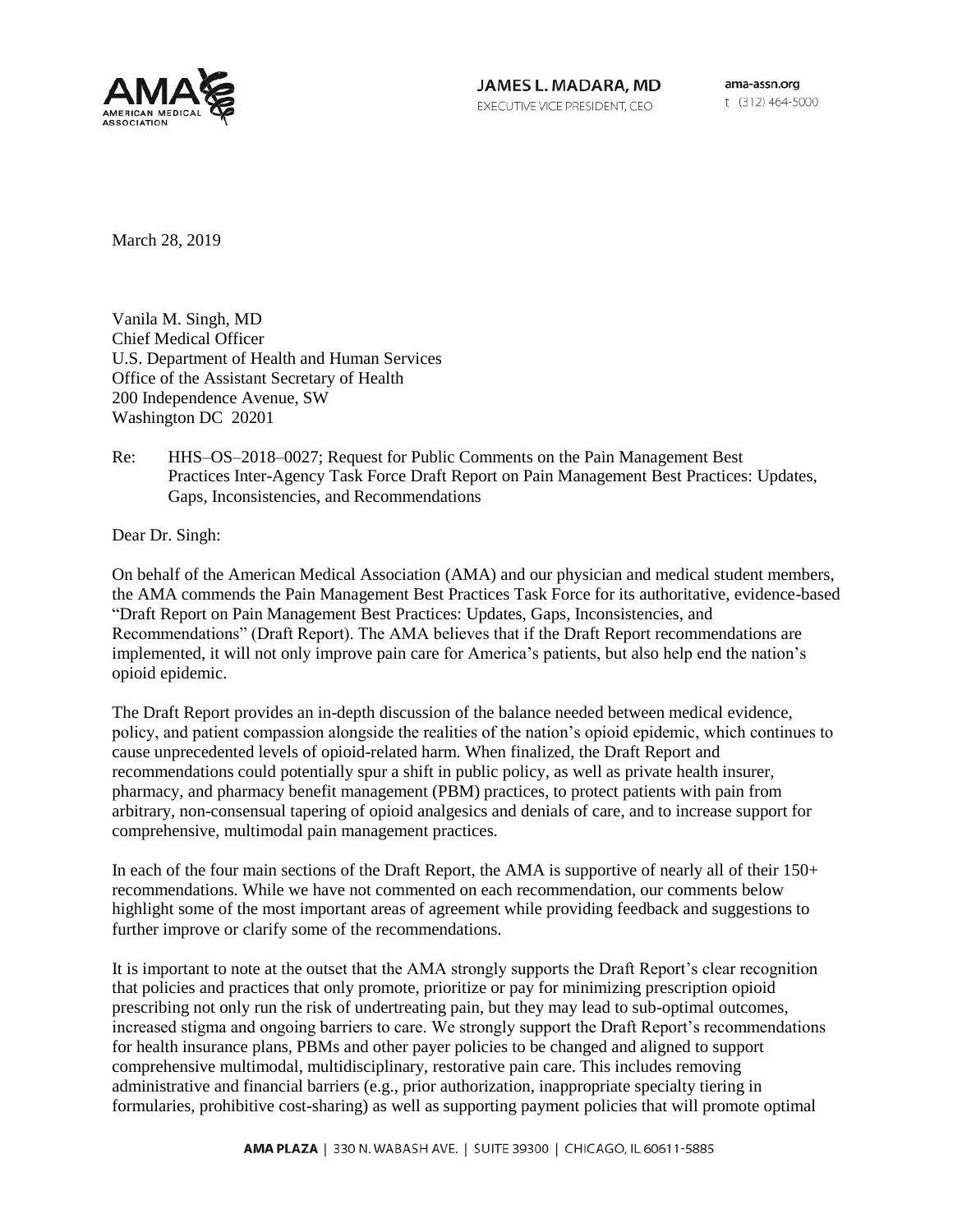**JAMES L. MADARA, MD**
EXECUTIVE VICE PRESIDENT, CEO

ama-assn.org
t (312) 464-5000

March 28, 2019

Vanila M. Singh, MD
Chief Medical Officer
U.S. Department of Health and Human Services
Office of the Assistant Secretary of Health
200 Independence Avenue, SW
Washington DC 20201

Re: HHS–OS–2018–0027; Request for Public Comments on the Pain Management Best Practices Inter-Agency Task Force Draft Report on Pain Management Best Practices: Updates, Gaps, Inconsistencies, and Recommendations

Dear Dr. Singh:

On behalf of the American Medical Association (AMA) and our physician and medical student members, the AMA commends the Pain Management Best Practices Task Force for its authoritative, evidence-based "Draft Report on Pain Management Best Practices: Updates, Gaps, Inconsistencies, and Recommendations" (Draft Report). The AMA believes that if the Draft Report recommendations are implemented, it will not only improve pain care for America's patients, but also help end the nation's opioid epidemic.

The Draft Report provides an in-depth discussion of the balance needed between medical evidence, policy, and patient compassion alongside the realities of the nation's opioid epidemic, which continues to cause unprecedented levels of opioid-related harm. When finalized, the Draft Report and recommendations could potentially spur a shift in public policy, as well as private health insurer, pharmacy, and pharmacy benefit management (PBM) practices, to protect patients with pain from arbitrary, non-consensual tapering of opioid analgesics and denials of care, and to increase support for comprehensive, multimodal pain management practices.

In each of the four main sections of the Draft Report, the AMA is supportive of nearly all of their 150+ recommendations. While we have not commented on each recommendation, our comments below highlight some of the most important areas of agreement while providing feedback and suggestions to further improve or clarify some of the recommendations.

It is important to note at the outset that the AMA strongly supports the Draft Report's clear recognition that policies and practices that only promote, prioritize or pay for minimizing prescription opioid prescribing not only run the risk of undertreating pain, but they may lead to sub-optimal outcomes, increased stigma and ongoing barriers to care. We strongly support the Draft Report's recommendations for health insurance plans, PBMs and other payer policies to be changed and aligned to support comprehensive multimodal, multidisciplinary, restorative pain care. This includes removing administrative and financial barriers (e.g., prior authorization, inappropriate specialty tiering in formularies, prohibitive cost-sharing) as well as supporting payment policies that will promote optimal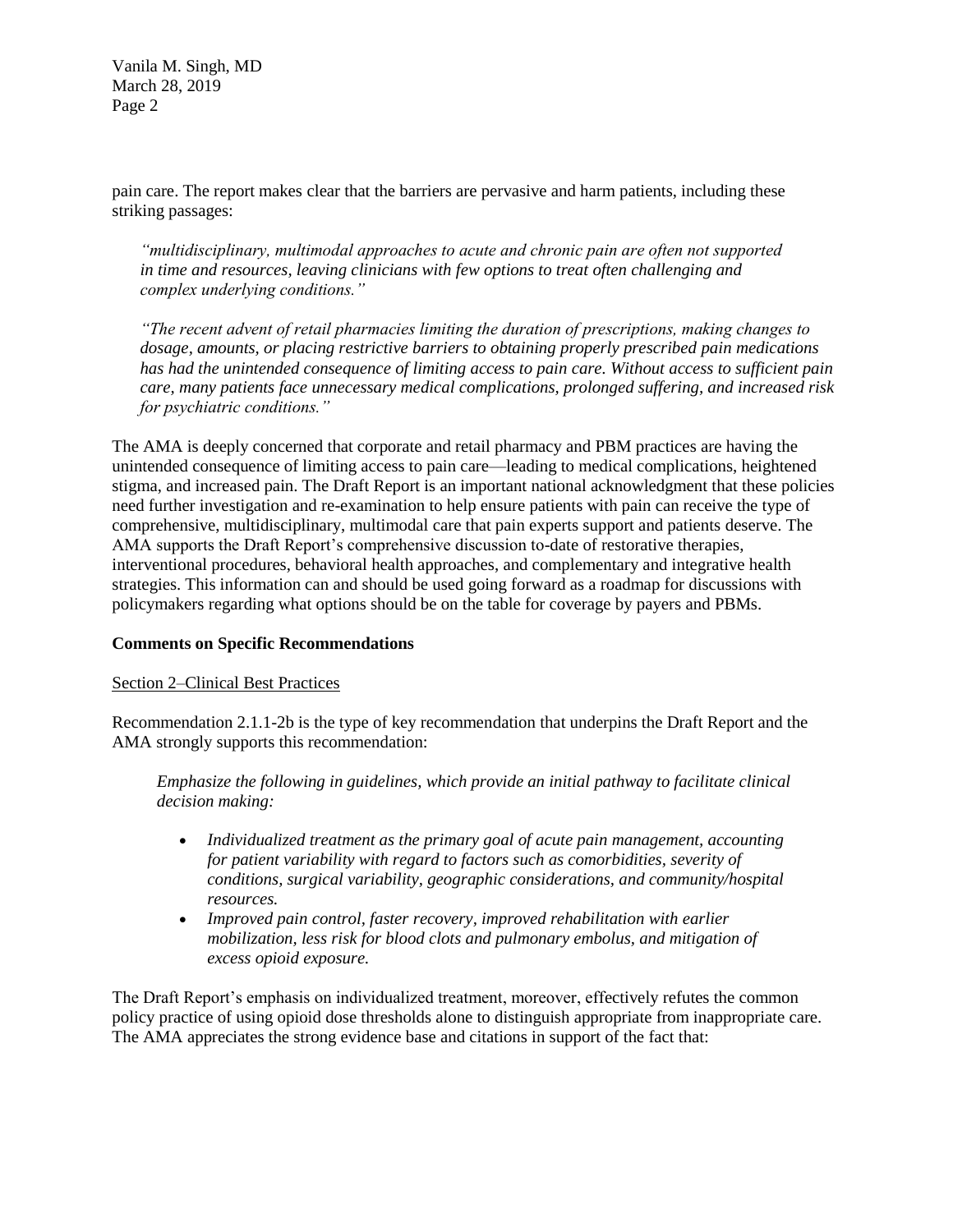pain care. The report makes clear that the barriers are pervasive and harm patients, including these striking passages:

> *"multidisciplinary, multimodal approaches to acute and chronic pain are often not supported in time and resources, leaving clinicians with few options to treat often challenging and complex underlying conditions."*

> *"The recent advent of retail pharmacies limiting the duration of prescriptions, making changes to dosage, amounts, or placing restrictive barriers to obtaining properly prescribed pain medications has had the unintended consequence of limiting access to pain care. Without access to sufficient pain care, many patients face unnecessary medical complications, prolonged suffering, and increased risk for psychiatric conditions."*

The AMA is deeply concerned that corporate and retail pharmacy and PBM practices are having the unintended consequence of limiting access to pain care—leading to medical complications, heightened stigma, and increased pain. The Draft Report is an important national acknowledgment that these policies need further investigation and re-examination to help ensure patients with pain can receive the type of comprehensive, multidisciplinary, multimodal care that pain experts support and patients deserve. The AMA supports the Draft Report's comprehensive discussion to-date of restorative therapies, interventional procedures, behavioral health approaches, and complementary and integrative health strategies. This information can and should be used going forward as a roadmap for discussions with policymakers regarding what options should be on the table for coverage by payers and PBMs.

**Comments on Specific Recommendations**

<u>Section 2–Clinical Best Practices</u>

Recommendation 2.1.1-2b is the type of key recommendation that underpins the Draft Report and the AMA strongly supports this recommendation:

> *Emphasize the following in guidelines, which provide an initial pathway to facilitate clinical decision making:*
>
> - *Individualized treatment as the primary goal of acute pain management, accounting for patient variability with regard to factors such as comorbidities, severity of conditions, surgical variability, geographic considerations, and community/hospital resources.*
> - *Improved pain control, faster recovery, improved rehabilitation with earlier mobilization, less risk for blood clots and pulmonary embolus, and mitigation of excess opioid exposure.*

The Draft Report's emphasis on individualized treatment, moreover, effectively refutes the common policy practice of using opioid dose thresholds alone to distinguish appropriate from inappropriate care. The AMA appreciates the strong evidence base and citations in support of the fact that: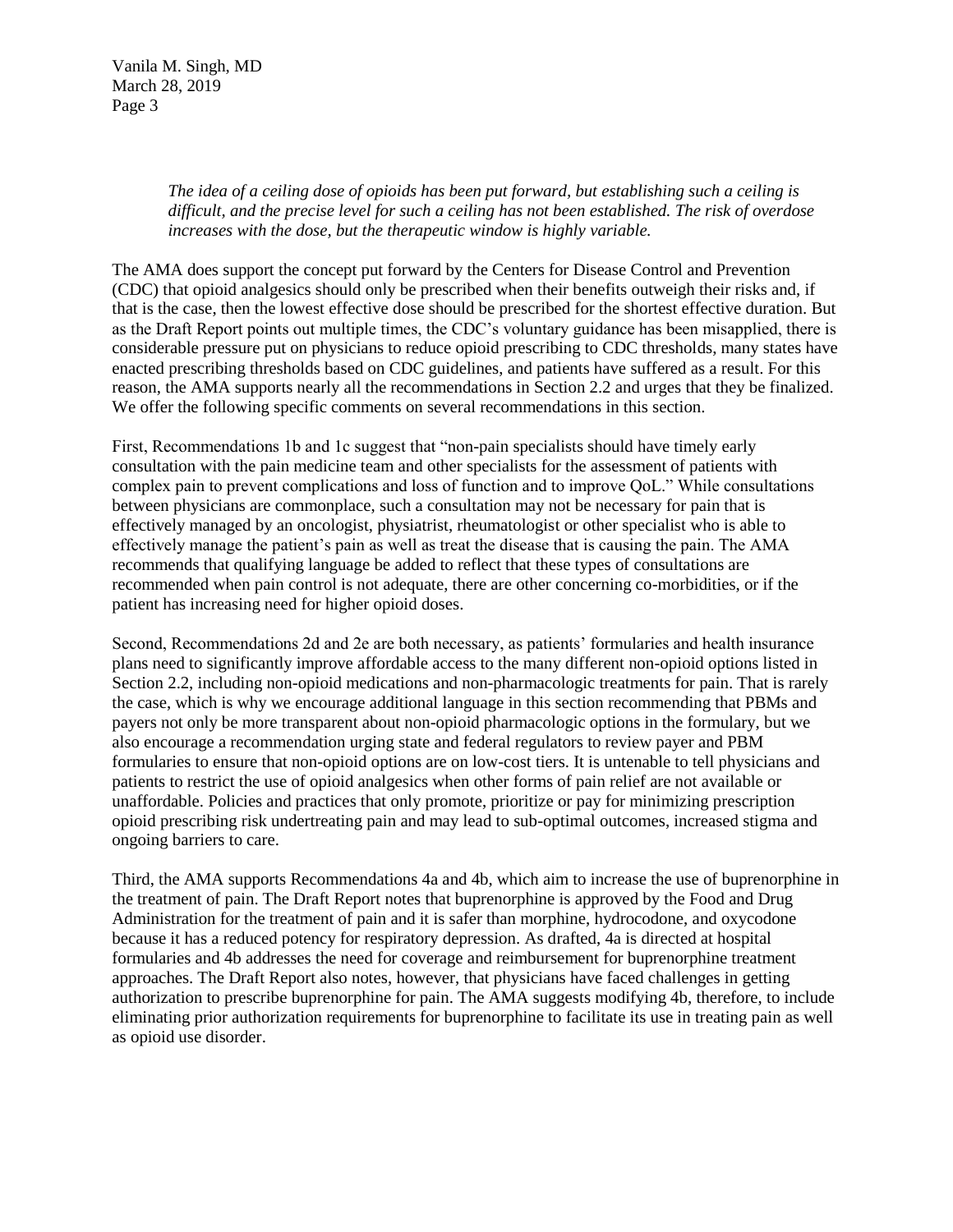> *The idea of a ceiling dose of opioids has been put forward, but establishing such a ceiling is difficult, and the precise level for such a ceiling has not been established. The risk of overdose increases with the dose, but the therapeutic window is highly variable.*

The AMA does support the concept put forward by the Centers for Disease Control and Prevention (CDC) that opioid analgesics should only be prescribed when their benefits outweigh their risks and, if that is the case, then the lowest effective dose should be prescribed for the shortest effective duration. But as the Draft Report points out multiple times, the CDC's voluntary guidance has been misapplied, there is considerable pressure put on physicians to reduce opioid prescribing to CDC thresholds, many states have enacted prescribing thresholds based on CDC guidelines, and patients have suffered as a result. For this reason, the AMA supports nearly all the recommendations in Section 2.2 and urges that they be finalized. We offer the following specific comments on several recommendations in this section.

First, Recommendations 1b and 1c suggest that "non-pain specialists should have timely early consultation with the pain medicine team and other specialists for the assessment of patients with complex pain to prevent complications and loss of function and to improve QoL." While consultations between physicians are commonplace, such a consultation may not be necessary for pain that is effectively managed by an oncologist, physiatrist, rheumatologist or other specialist who is able to effectively manage the patient's pain as well as treat the disease that is causing the pain. The AMA recommends that qualifying language be added to reflect that these types of consultations are recommended when pain control is not adequate, there are other concerning co-morbidities, or if the patient has increasing need for higher opioid doses.

Second, Recommendations 2d and 2e are both necessary, as patients' formularies and health insurance plans need to significantly improve affordable access to the many different non-opioid options listed in Section 2.2, including non-opioid medications and non-pharmacologic treatments for pain. That is rarely the case, which is why we encourage additional language in this section recommending that PBMs and payers not only be more transparent about non-opioid pharmacologic options in the formulary, but we also encourage a recommendation urging state and federal regulators to review payer and PBM formularies to ensure that non-opioid options are on low-cost tiers. It is untenable to tell physicians and patients to restrict the use of opioid analgesics when other forms of pain relief are not available or unaffordable. Policies and practices that only promote, prioritize or pay for minimizing prescription opioid prescribing risk undertreating pain and may lead to sub-optimal outcomes, increased stigma and ongoing barriers to care.

Third, the AMA supports Recommendations 4a and 4b, which aim to increase the use of buprenorphine in the treatment of pain. The Draft Report notes that buprenorphine is approved by the Food and Drug Administration for the treatment of pain and it is safer than morphine, hydrocodone, and oxycodone because it has a reduced potency for respiratory depression. As drafted, 4a is directed at hospital formularies and 4b addresses the need for coverage and reimbursement for buprenorphine treatment approaches. The Draft Report also notes, however, that physicians have faced challenges in getting authorization to prescribe buprenorphine for pain. The AMA suggests modifying 4b, therefore, to include eliminating prior authorization requirements for buprenorphine to facilitate its use in treating pain as well as opioid use disorder.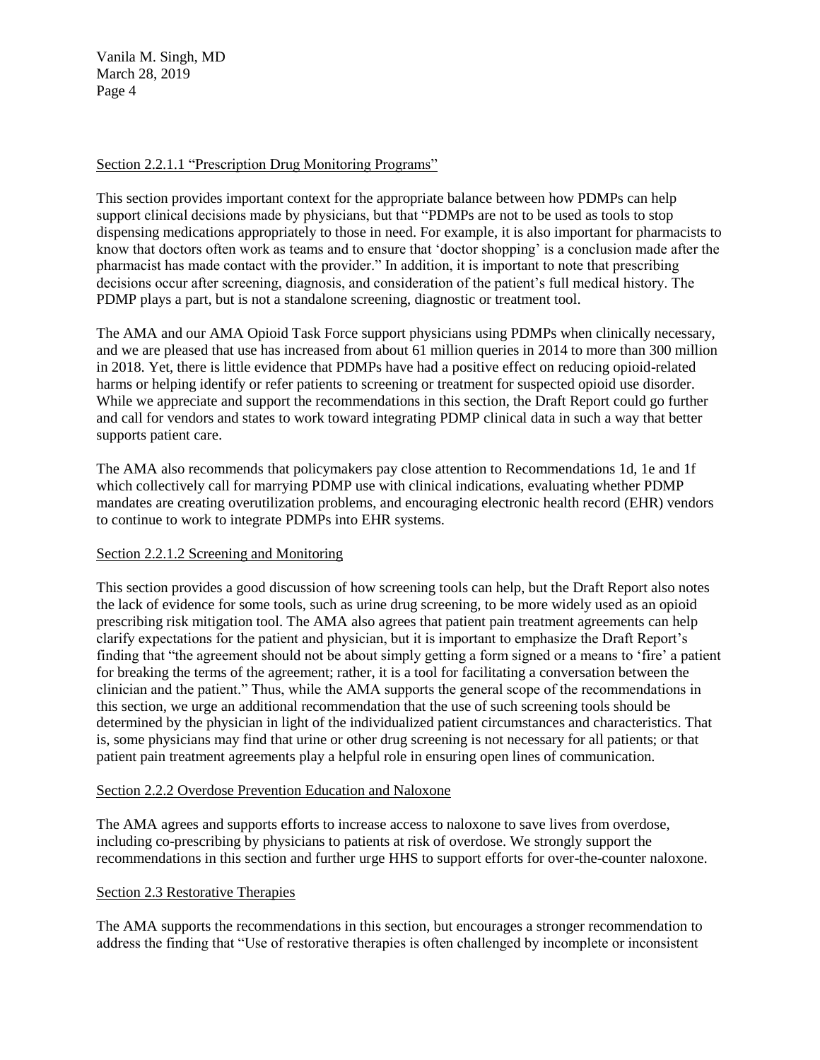#### Section 2.2.1.1 "Prescription Drug Monitoring Programs"

This section provides important context for the appropriate balance between how PDMPs can help support clinical decisions made by physicians, but that "PDMPs are not to be used as tools to stop dispensing medications appropriately to those in need. For example, it is also important for pharmacists to know that doctors often work as teams and to ensure that 'doctor shopping' is a conclusion made after the pharmacist has made contact with the provider." In addition, it is important to note that prescribing decisions occur after screening, diagnosis, and consideration of the patient's full medical history. The PDMP plays a part, but is not a standalone screening, diagnostic or treatment tool.

The AMA and our AMA Opioid Task Force support physicians using PDMPs when clinically necessary, and we are pleased that use has increased from about 61 million queries in 2014 to more than 300 million in 2018. Yet, there is little evidence that PDMPs have had a positive effect on reducing opioid-related harms or helping identify or refer patients to screening or treatment for suspected opioid use disorder. While we appreciate and support the recommendations in this section, the Draft Report could go further and call for vendors and states to work toward integrating PDMP clinical data in such a way that better supports patient care.

The AMA also recommends that policymakers pay close attention to Recommendations 1d, 1e and 1f which collectively call for marrying PDMP use with clinical indications, evaluating whether PDMP mandates are creating overutilization problems, and encouraging electronic health record (EHR) vendors to continue to work to integrate PDMPs into EHR systems.

#### Section 2.2.1.2 Screening and Monitoring

This section provides a good discussion of how screening tools can help, but the Draft Report also notes the lack of evidence for some tools, such as urine drug screening, to be more widely used as an opioid prescribing risk mitigation tool. The AMA also agrees that patient pain treatment agreements can help clarify expectations for the patient and physician, but it is important to emphasize the Draft Report's finding that "the agreement should not be about simply getting a form signed or a means to 'fire' a patient for breaking the terms of the agreement; rather, it is a tool for facilitating a conversation between the clinician and the patient." Thus, while the AMA supports the general scope of the recommendations in this section, we urge an additional recommendation that the use of such screening tools should be determined by the physician in light of the individualized patient circumstances and characteristics. That is, some physicians may find that urine or other drug screening is not necessary for all patients; or that patient pain treatment agreements play a helpful role in ensuring open lines of communication.

#### Section 2.2.2 Overdose Prevention Education and Naloxone

The AMA agrees and supports efforts to increase access to naloxone to save lives from overdose, including co-prescribing by physicians to patients at risk of overdose. We strongly support the recommendations in this section and further urge HHS to support efforts for over-the-counter naloxone.

#### Section 2.3 Restorative Therapies

The AMA supports the recommendations in this section, but encourages a stronger recommendation to address the finding that "Use of restorative therapies is often challenged by incomplete or inconsistent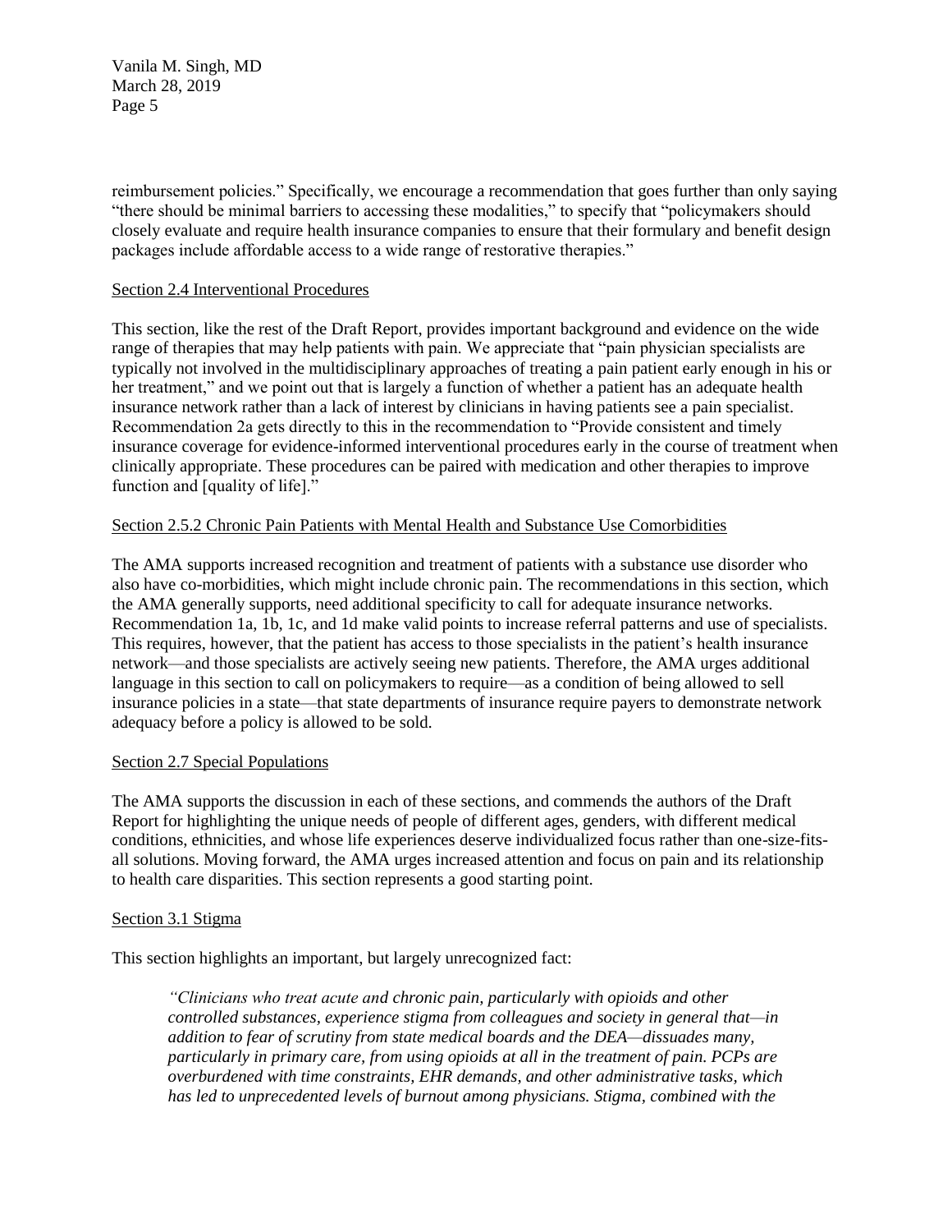reimbursement policies." Specifically, we encourage a recommendation that goes further than only saying "there should be minimal barriers to accessing these modalities," to specify that "policymakers should closely evaluate and require health insurance companies to ensure that their formulary and benefit design packages include affordable access to a wide range of restorative therapies."

Section 2.4 Interventional Procedures

This section, like the rest of the Draft Report, provides important background and evidence on the wide range of therapies that may help patients with pain. We appreciate that "pain physician specialists are typically not involved in the multidisciplinary approaches of treating a pain patient early enough in his or her treatment," and we point out that is largely a function of whether a patient has an adequate health insurance network rather than a lack of interest by clinicians in having patients see a pain specialist. Recommendation 2a gets directly to this in the recommendation to "Provide consistent and timely insurance coverage for evidence-informed interventional procedures early in the course of treatment when clinically appropriate. These procedures can be paired with medication and other therapies to improve function and [quality of life]."

Section 2.5.2 Chronic Pain Patients with Mental Health and Substance Use Comorbidities

The AMA supports increased recognition and treatment of patients with a substance use disorder who also have co-morbidities, which might include chronic pain. The recommendations in this section, which the AMA generally supports, need additional specificity to call for adequate insurance networks. Recommendation 1a, 1b, 1c, and 1d make valid points to increase referral patterns and use of specialists. This requires, however, that the patient has access to those specialists in the patient's health insurance network—and those specialists are actively seeing new patients. Therefore, the AMA urges additional language in this section to call on policymakers to require—as a condition of being allowed to sell insurance policies in a state—that state departments of insurance require payers to demonstrate network adequacy before a policy is allowed to be sold.

Section 2.7 Special Populations

The AMA supports the discussion in each of these sections, and commends the authors of the Draft Report for highlighting the unique needs of people of different ages, genders, with different medical conditions, ethnicities, and whose life experiences deserve individualized focus rather than one-size-fits-all solutions. Moving forward, the AMA urges increased attention and focus on pain and its relationship to health care disparities. This section represents a good starting point.

Section 3.1 Stigma

This section highlights an important, but largely unrecognized fact:

> *"Clinicians who treat acute and chronic pain, particularly with opioids and other controlled substances, experience stigma from colleagues and society in general that—in addition to fear of scrutiny from state medical boards and the DEA—dissuades many, particularly in primary care, from using opioids at all in the treatment of pain. PCPs are overburdened with time constraints, EHR demands, and other administrative tasks, which has led to unprecedented levels of burnout among physicians. Stigma, combined with the*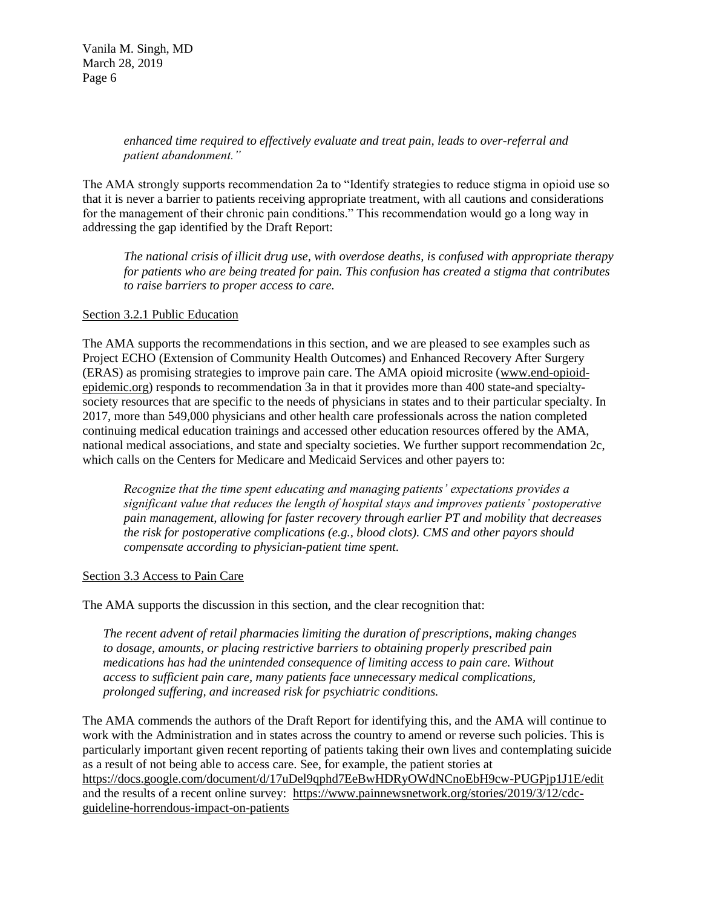> *enhanced time required to effectively evaluate and treat pain, leads to over-referral and patient abandonment."*

The AMA strongly supports recommendation 2a to "Identify strategies to reduce stigma in opioid use so that it is never a barrier to patients receiving appropriate treatment, with all cautions and considerations for the management of their chronic pain conditions." This recommendation would go a long way in addressing the gap identified by the Draft Report:

> *The national crisis of illicit drug use, with overdose deaths, is confused with appropriate therapy for patients who are being treated for pain. This confusion has created a stigma that contributes to raise barriers to proper access to care.*

Section 3.2.1 Public Education

The AMA supports the recommendations in this section, and we are pleased to see examples such as Project ECHO (Extension of Community Health Outcomes) and Enhanced Recovery After Surgery (ERAS) as promising strategies to improve pain care. The AMA opioid microsite (www.end-opioid-epidemic.org) responds to recommendation 3a in that it provides more than 400 state-and specialty-society resources that are specific to the needs of physicians in states and to their particular specialty. In 2017, more than 549,000 physicians and other health care professionals across the nation completed continuing medical education trainings and accessed other education resources offered by the AMA, national medical associations, and state and specialty societies. We further support recommendation 2c, which calls on the Centers for Medicare and Medicaid Services and other payers to:

> *Recognize that the time spent educating and managing patients' expectations provides a significant value that reduces the length of hospital stays and improves patients' postoperative pain management, allowing for faster recovery through earlier PT and mobility that decreases the risk for postoperative complications (e.g., blood clots). CMS and other payors should compensate according to physician-patient time spent.*

Section 3.3 Access to Pain Care

The AMA supports the discussion in this section, and the clear recognition that:

> *The recent advent of retail pharmacies limiting the duration of prescriptions, making changes to dosage, amounts, or placing restrictive barriers to obtaining properly prescribed pain medications has had the unintended consequence of limiting access to pain care. Without access to sufficient pain care, many patients face unnecessary medical complications, prolonged suffering, and increased risk for psychiatric conditions.*

The AMA commends the authors of the Draft Report for identifying this, and the AMA will continue to work with the Administration and in states across the country to amend or reverse such policies. This is particularly important given recent reporting of patients taking their own lives and contemplating suicide as a result of not being able to access care. See, for example, the patient stories at https://docs.google.com/document/d/17uDel9qphd7EeBwHDRyOWdNCnoEbH9cw-PUGPjp1J1E/edit and the results of a recent online survey: https://www.painnewsnetwork.org/stories/2019/3/12/cdc-guideline-horrendous-impact-on-patients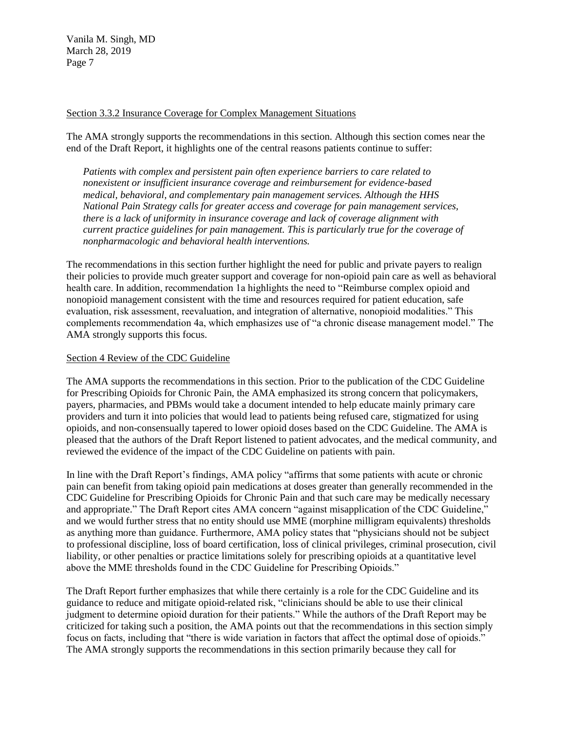Section 3.3.2 Insurance Coverage for Complex Management Situations

The AMA strongly supports the recommendations in this section. Although this section comes near the end of the Draft Report, it highlights one of the central reasons patients continue to suffer:

> *Patients with complex and persistent pain often experience barriers to care related to nonexistent or insufficient insurance coverage and reimbursement for evidence-based medical, behavioral, and complementary pain management services. Although the HHS National Pain Strategy calls for greater access and coverage for pain management services, there is a lack of uniformity in insurance coverage and lack of coverage alignment with current practice guidelines for pain management. This is particularly true for the coverage of nonpharmacologic and behavioral health interventions.*

The recommendations in this section further highlight the need for public and private payers to realign their policies to provide much greater support and coverage for non-opioid pain care as well as behavioral health care. In addition, recommendation 1a highlights the need to "Reimburse complex opioid and nonopioid management consistent with the time and resources required for patient education, safe evaluation, risk assessment, reevaluation, and integration of alternative, nonopioid modalities." This complements recommendation 4a, which emphasizes use of "a chronic disease management model." The AMA strongly supports this focus.

Section 4 Review of the CDC Guideline

The AMA supports the recommendations in this section. Prior to the publication of the CDC Guideline for Prescribing Opioids for Chronic Pain, the AMA emphasized its strong concern that policymakers, payers, pharmacies, and PBMs would take a document intended to help educate mainly primary care providers and turn it into policies that would lead to patients being refused care, stigmatized for using opioids, and non-consensually tapered to lower opioid doses based on the CDC Guideline. The AMA is pleased that the authors of the Draft Report listened to patient advocates, and the medical community, and reviewed the evidence of the impact of the CDC Guideline on patients with pain.

In line with the Draft Report's findings, AMA policy "affirms that some patients with acute or chronic pain can benefit from taking opioid pain medications at doses greater than generally recommended in the CDC Guideline for Prescribing Opioids for Chronic Pain and that such care may be medically necessary and appropriate." The Draft Report cites AMA concern "against misapplication of the CDC Guideline," and we would further stress that no entity should use MME (morphine milligram equivalents) thresholds as anything more than guidance. Furthermore, AMA policy states that "physicians should not be subject to professional discipline, loss of board certification, loss of clinical privileges, criminal prosecution, civil liability, or other penalties or practice limitations solely for prescribing opioids at a quantitative level above the MME thresholds found in the CDC Guideline for Prescribing Opioids."

The Draft Report further emphasizes that while there certainly is a role for the CDC Guideline and its guidance to reduce and mitigate opioid-related risk, "clinicians should be able to use their clinical judgment to determine opioid duration for their patients." While the authors of the Draft Report may be criticized for taking such a position, the AMA points out that the recommendations in this section simply focus on facts, including that "there is wide variation in factors that affect the optimal dose of opioids." The AMA strongly supports the recommendations in this section primarily because they call for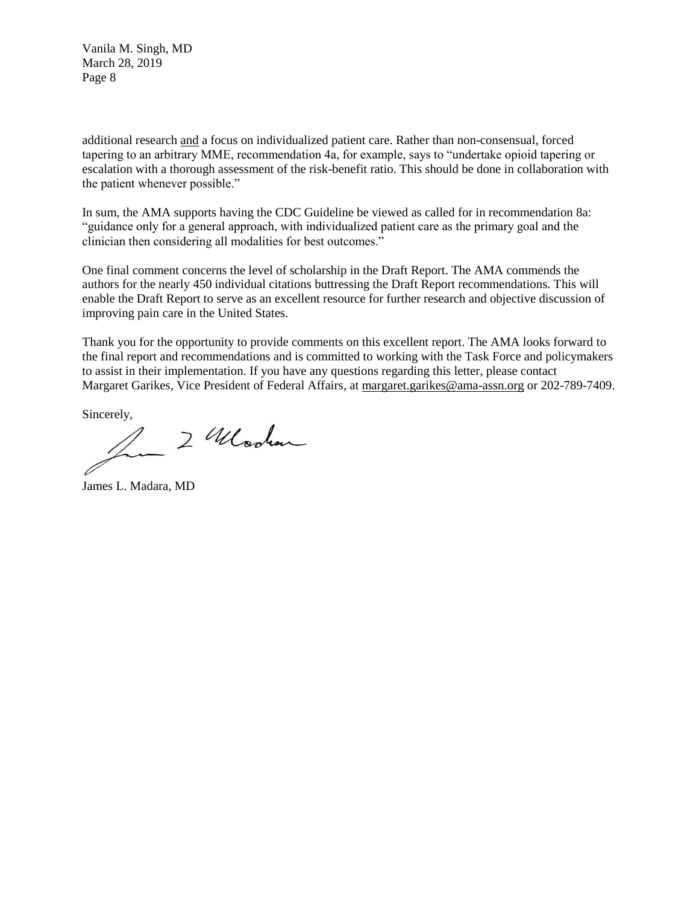additional research and a focus on individualized patient care. Rather than non-consensual, forced tapering to an arbitrary MME, recommendation 4a, for example, says to "undertake opioid tapering or escalation with a thorough assessment of the risk-benefit ratio. This should be done in collaboration with the patient whenever possible."

In sum, the AMA supports having the CDC Guideline be viewed as called for in recommendation 8a: "guidance only for a general approach, with individualized patient care as the primary goal and the clinician then considering all modalities for best outcomes."

One final comment concerns the level of scholarship in the Draft Report. The AMA commends the authors for the nearly 450 individual citations buttressing the Draft Report recommendations. This will enable the Draft Report to serve as an excellent resource for further research and objective discussion of improving pain care in the United States.

Thank you for the opportunity to provide comments on this excellent report. The AMA looks forward to the final report and recommendations and is committed to working with the Task Force and policymakers to assist in their implementation. If you have any questions regarding this letter, please contact Margaret Garikes, Vice President of Federal Affairs, at margaret.garikes@ama-assn.org or 202-789-7409.

Sincerely,

James L. Madara, MD